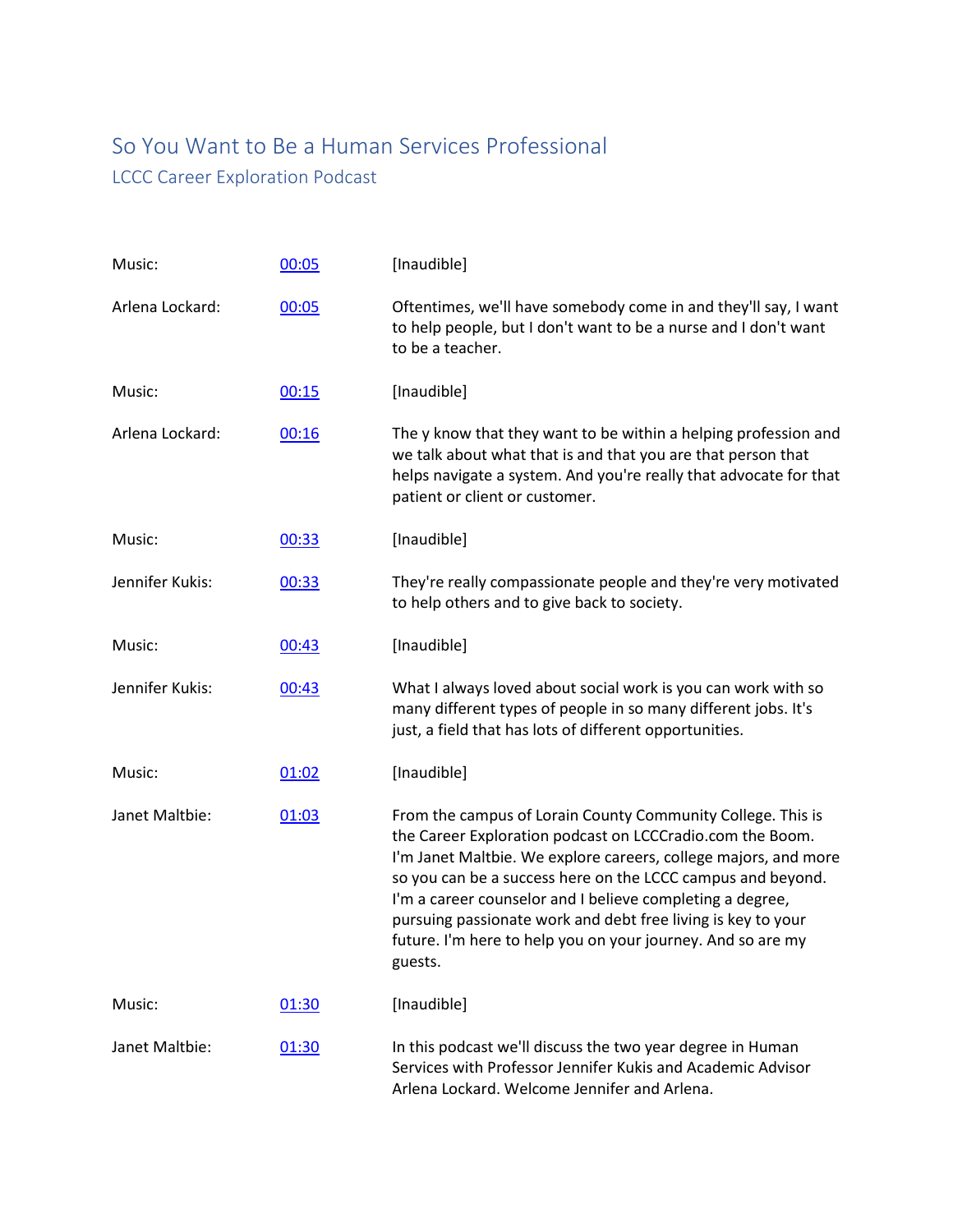# So You Want to Be a Human Services Professional

## LCCC Career Exploration Podcast

| | | |
|---|---|---|
| Music: | 00:05 | [Inaudible] |
| Arlena Lockard: | 00:05 | Oftentimes, we'll have somebody come in and they'll say, I want to help people, but I don't want to be a nurse and I don't want to be a teacher. |
| Music: | 00:15 | [Inaudible] |
| Arlena Lockard: | 00:16 | The y know that they want to be within a helping profession and we talk about what that is and that you are that person that helps navigate a system. And you're really that advocate for that patient or client or customer. |
| Music: | 00:33 | [Inaudible] |
| Jennifer Kukis: | 00:33 | They're really compassionate people and they're very motivated to help others and to give back to society. |
| Music: | 00:43 | [Inaudible] |
| Jennifer Kukis: | 00:43 | What I always loved about social work is you can work with so many different types of people in so many different jobs. It's just, a field that has lots of different opportunities. |
| Music: | 01:02 | [Inaudible] |
| Janet Maltbie: | 01:03 | From the campus of Lorain County Community College. This is the Career Exploration podcast on LCCCradio.com the Boom. I'm Janet Maltbie. We explore careers, college majors, and more so you can be a success here on the LCCC campus and beyond. I'm a career counselor and I believe completing a degree, pursuing passionate work and debt free living is key to your future. I'm here to help you on your journey. And so are my guests. |
| Music: | 01:30 | [Inaudible] |
| Janet Maltbie: | 01:30 | In this podcast we'll discuss the two year degree in Human Services with Professor Jennifer Kukis and Academic Advisor Arlena Lockard. Welcome Jennifer and Arlena. |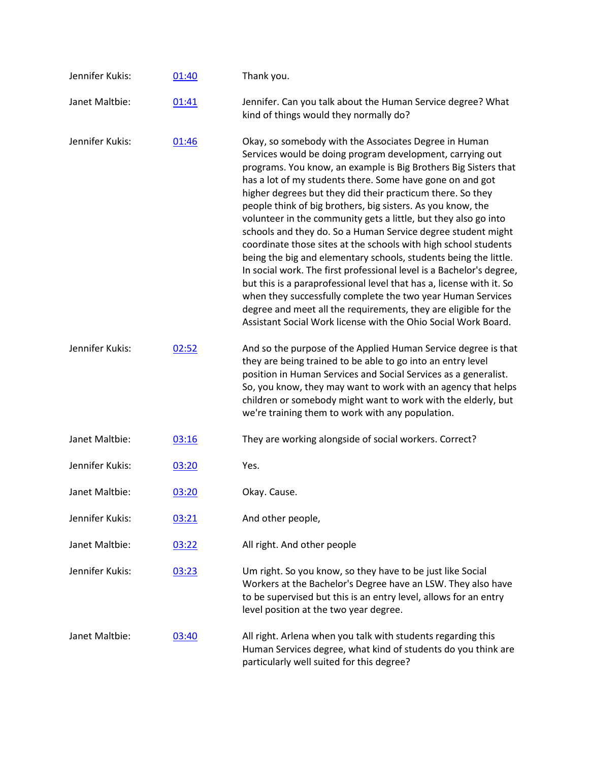| | | |
|---|---|---|
| Jennifer Kukis: | 01:40 | Thank you. |
| Janet Maltbie: | 01:41 | Jennifer. Can you talk about the Human Service degree? What kind of things would they normally do? |
| Jennifer Kukis: | 01:46 | Okay, so somebody with the Associates Degree in Human Services would be doing program development, carrying out programs. You know, an example is Big Brothers Big Sisters that has a lot of my students there. Some have gone on and got higher degrees but they did their practicum there. So they people think of big brothers, big sisters. As you know, the volunteer in the community gets a little, but they also go into schools and they do. So a Human Service degree student might coordinate those sites at the schools with high school students being the big and elementary schools, students being the little. In social work. The first professional level is a Bachelor's degree, but this is a paraprofessional level that has a, license with it. So when they successfully complete the two year Human Services degree and meet all the requirements, they are eligible for the Assistant Social Work license with the Ohio Social Work Board. |
| Jennifer Kukis: | 02:52 | And so the purpose of the Applied Human Service degree is that they are being trained to be able to go into an entry level position in Human Services and Social Services as a generalist. So, you know, they may want to work with an agency that helps children or somebody might want to work with the elderly, but we're training them to work with any population. |
| Janet Maltbie: | 03:16 | They are working alongside of social workers. Correct? |
| Jennifer Kukis: | 03:20 | Yes. |
| Janet Maltbie: | 03:20 | Okay. Cause. |
| Jennifer Kukis: | 03:21 | And other people, |
| Janet Maltbie: | 03:22 | All right. And other people |
| Jennifer Kukis: | 03:23 | Um right. So you know, so they have to be just like Social Workers at the Bachelor's Degree have an LSW. They also have to be supervised but this is an entry level, allows for an entry level position at the two year degree. |
| Janet Maltbie: | 03:40 | All right. Arlena when you talk with students regarding this Human Services degree, what kind of students do you think are particularly well suited for this degree? |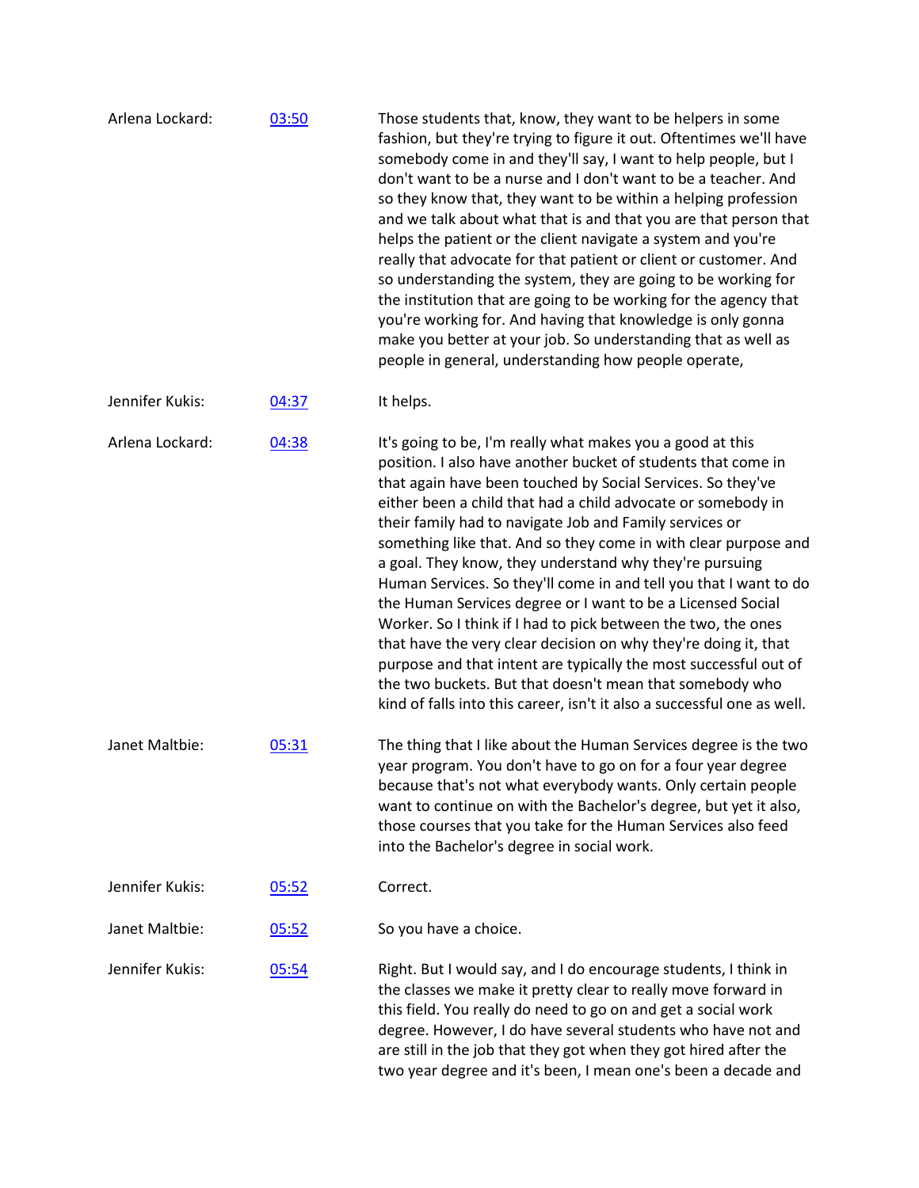Arlena Lockard: [03:50] Those students that, know, they want to be helpers in some fashion, but they're trying to figure it out. Oftentimes we'll have somebody come in and they'll say, I want to help people, but I don't want to be a nurse and I don't want to be a teacher. And so they know that, they want to be within a helping profession and we talk about what that is and that you are that person that helps the patient or the client navigate a system and you're really that advocate for that patient or client or customer. And so understanding the system, they are going to be working for the institution that are going to be working for the agency that you're working for. And having that knowledge is only gonna make you better at your job. So understanding that as well as people in general, understanding how people operate,

Jennifer Kukis: [04:37] It helps.

Arlena Lockard: [04:38] It's going to be, I'm really what makes you a good at this position. I also have another bucket of students that come in that again have been touched by Social Services. So they've either been a child that had a child advocate or somebody in their family had to navigate Job and Family services or something like that. And so they come in with clear purpose and a goal. They know, they understand why they're pursuing Human Services. So they'll come in and tell you that I want to do the Human Services degree or I want to be a Licensed Social Worker. So I think if I had to pick between the two, the ones that have the very clear decision on why they're doing it, that purpose and that intent are typically the most successful out of the two buckets. But that doesn't mean that somebody who kind of falls into this career, isn't it also a successful one as well.

Janet Maltbie: [05:31] The thing that I like about the Human Services degree is the two year program. You don't have to go on for a four year degree because that's not what everybody wants. Only certain people want to continue on with the Bachelor's degree, but yet it also, those courses that you take for the Human Services also feed into the Bachelor's degree in social work.

Jennifer Kukis: [05:52] Correct.

Janet Maltbie: [05:52] So you have a choice.

Jennifer Kukis: [05:54] Right. But I would say, and I do encourage students, I think in the classes we make it pretty clear to really move forward in this field. You really do need to go on and get a social work degree. However, I do have several students who have not and are still in the job that they got when they got hired after the two year degree and it's been, I mean one's been a decade and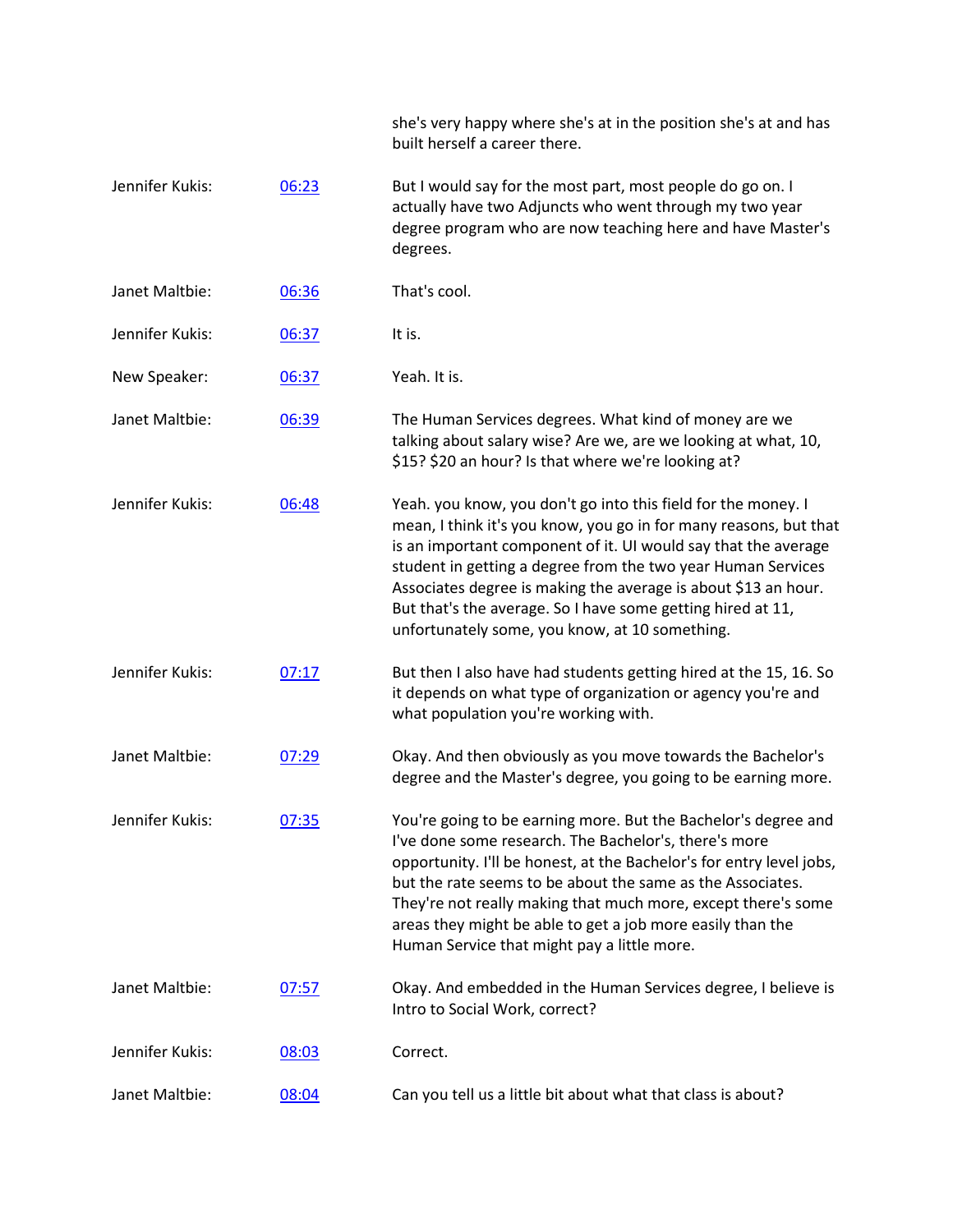she's very happy where she's at in the position she's at and has built herself a career there.

| | | |
|---|---|---|
| Jennifer Kukis: | 06:23 | But I would say for the most part, most people do go on. I actually have two Adjuncts who went through my two year degree program who are now teaching here and have Master's degrees. |
| Janet Maltbie: | 06:36 | That's cool. |
| Jennifer Kukis: | 06:37 | It is. |
| New Speaker: | 06:37 | Yeah. It is. |
| Janet Maltbie: | 06:39 | The Human Services degrees. What kind of money are we talking about salary wise? Are we, are we looking at what, 10, $15? $20 an hour? Is that where we're looking at? |
| Jennifer Kukis: | 06:48 | Yeah. you know, you don't go into this field for the money. I mean, I think it's you know, you go in for many reasons, but that is an important component of it. UI would say that the average student in getting a degree from the two year Human Services Associates degree is making the average is about $13 an hour. But that's the average. So I have some getting hired at 11, unfortunately some, you know, at 10 something. |
| Jennifer Kukis: | 07:17 | But then I also have had students getting hired at the 15, 16. So it depends on what type of organization or agency you're and what population you're working with. |
| Janet Maltbie: | 07:29 | Okay. And then obviously as you move towards the Bachelor's degree and the Master's degree, you going to be earning more. |
| Jennifer Kukis: | 07:35 | You're going to be earning more. But the Bachelor's degree and I've done some research. The Bachelor's, there's more opportunity. I'll be honest, at the Bachelor's for entry level jobs, but the rate seems to be about the same as the Associates. They're not really making that much more, except there's some areas they might be able to get a job more easily than the Human Service that might pay a little more. |
| Janet Maltbie: | 07:57 | Okay. And embedded in the Human Services degree, I believe is Intro to Social Work, correct? |
| Jennifer Kukis: | 08:03 | Correct. |
| Janet Maltbie: | 08:04 | Can you tell us a little bit about what that class is about? |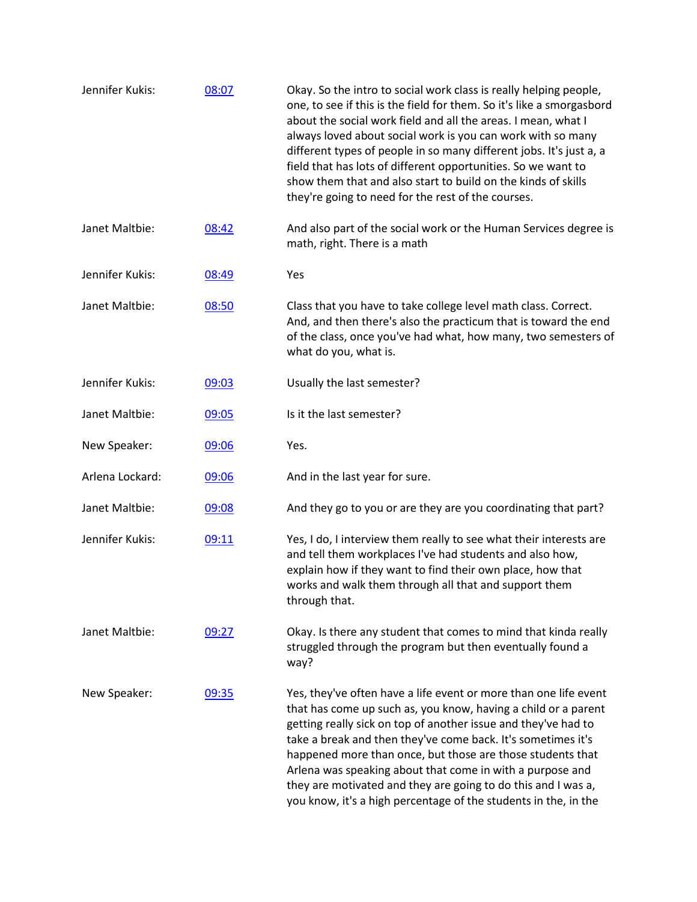| | | |
|---|---|---|
| Jennifer Kukis: | [08:07]() | Okay. So the intro to social work class is really helping people, one, to see if this is the field for them. So it's like a smorgasbord about the social work field and all the areas. I mean, what I always loved about social work is you can work with so many different types of people in so many different jobs. It's just a, a field that has lots of different opportunities. So we want to show them that and also start to build on the kinds of skills they're going to need for the rest of the courses. |
| Janet Maltbie: | [08:42]() | And also part of the social work or the Human Services degree is math, right. There is a math |
| Jennifer Kukis: | [08:49]() | Yes |
| Janet Maltbie: | [08:50]() | Class that you have to take college level math class. Correct. And, and then there's also the practicum that is toward the end of the class, once you've had what, how many, two semesters of what do you, what is. |
| Jennifer Kukis: | [09:03]() | Usually the last semester? |
| Janet Maltbie: | [09:05]() | Is it the last semester? |
| New Speaker: | [09:06]() | Yes. |
| Arlena Lockard: | [09:06]() | And in the last year for sure. |
| Janet Maltbie: | [09:08]() | And they go to you or are they are you coordinating that part? |
| Jennifer Kukis: | [09:11]() | Yes, I do, I interview them really to see what their interests are and tell them workplaces I've had students and also how, explain how if they want to find their own place, how that works and walk them through all that and support them through that. |
| Janet Maltbie: | [09:27]() | Okay. Is there any student that comes to mind that kinda really struggled through the program but then eventually found a way? |
| New Speaker: | [09:35]() | Yes, they've often have a life event or more than one life event that has come up such as, you know, having a child or a parent getting really sick on top of another issue and they've had to take a break and then they've come back. It's sometimes it's happened more than once, but those are those students that Arlena was speaking about that come in with a purpose and they are motivated and they are going to do this and I was a, you know, it's a high percentage of the students in the, in the |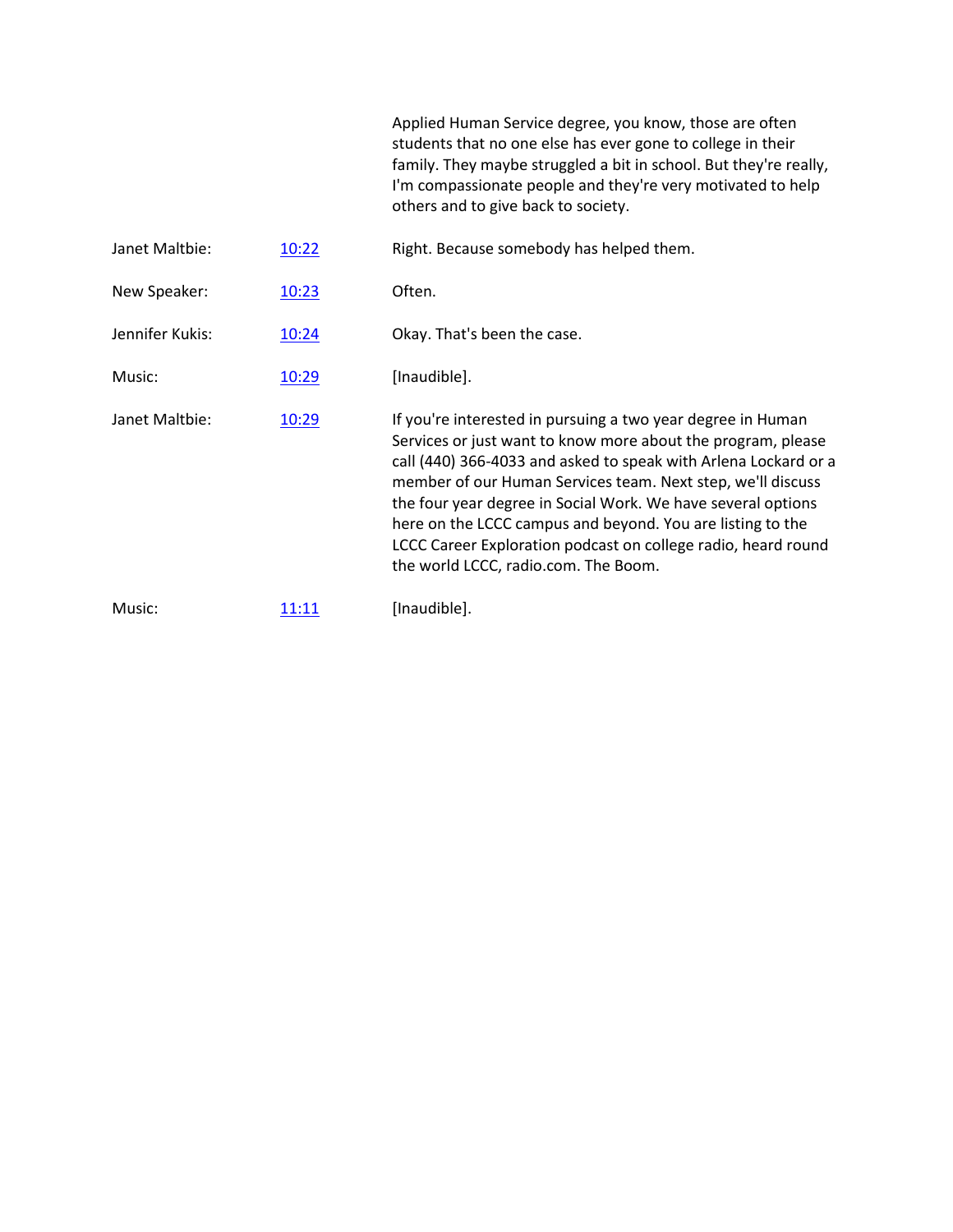| | | |
|---|---|---|
| | | Applied Human Service degree, you know, those are often students that no one else has ever gone to college in their family. They maybe struggled a bit in school. But they're really, I'm compassionate people and they're very motivated to help others and to give back to society. |
| Janet Maltbie: | [10:22]() | Right. Because somebody has helped them. |
| New Speaker: | [10:23]() | Often. |
| Jennifer Kukis: | [10:24]() | Okay. That's been the case. |
| Music: | [10:29]() | [Inaudible]. |
| Janet Maltbie: | [10:29]() | If you're interested in pursuing a two year degree in Human Services or just want to know more about the program, please call (440) 366-4033 and asked to speak with Arlena Lockard or a member of our Human Services team. Next step, we'll discuss the four year degree in Social Work. We have several options here on the LCCC campus and beyond. You are listing to the LCCC Career Exploration podcast on college radio, heard round the world LCCC, radio.com. The Boom. |
| Music: | [11:11]() | [Inaudible]. |